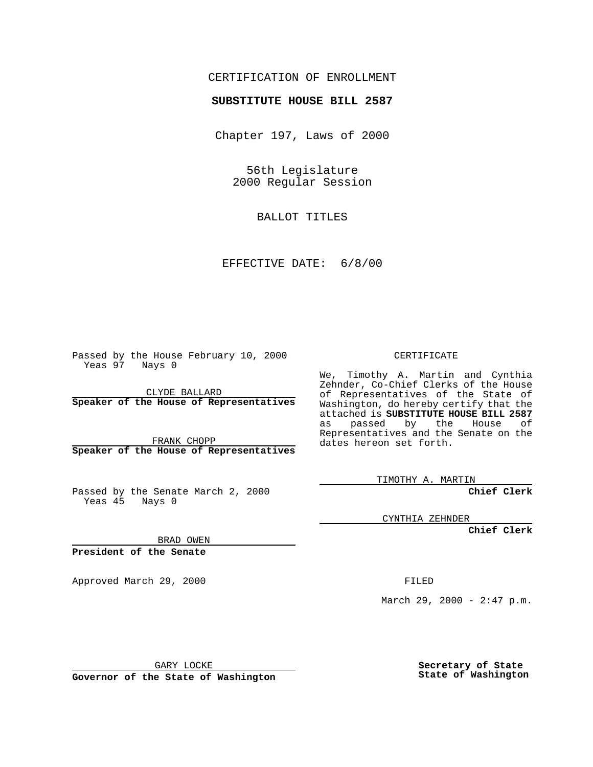CERTIFICATION OF ENROLLMENT

**SUBSTITUTE HOUSE BILL 2587**

Chapter 197, Laws of 2000

56th Legislature
2000 Regular Session

BALLOT TITLES

EFFECTIVE DATE: 6/8/00

Passed by the House February 10, 2000
Yeas 97 Nays 0

CLYDE BALLARD
**Speaker of the House of Representatives**

FRANK CHOPP
**Speaker of the House of Representatives**

Passed by the Senate March 2, 2000
Yeas 45 Nays 0

BRAD OWEN
**President of the Senate**

Approved March 29, 2000

GARY LOCKE
**Governor of the State of Washington**

CERTIFICATE

We, Timothy A. Martin and Cynthia Zehnder, Co-Chief Clerks of the House of Representatives of the State of Washington, do hereby certify that the attached is **SUBSTITUTE HOUSE BILL 2587** as passed by the House of Representatives and the Senate on the dates hereon set forth.

TIMOTHY A. MARTIN
**Chief Clerk**

CYNTHIA ZEHNDER
**Chief Clerk**

FILED

March 29, 2000 - 2:47 p.m.

**Secretary of State**
**State of Washington**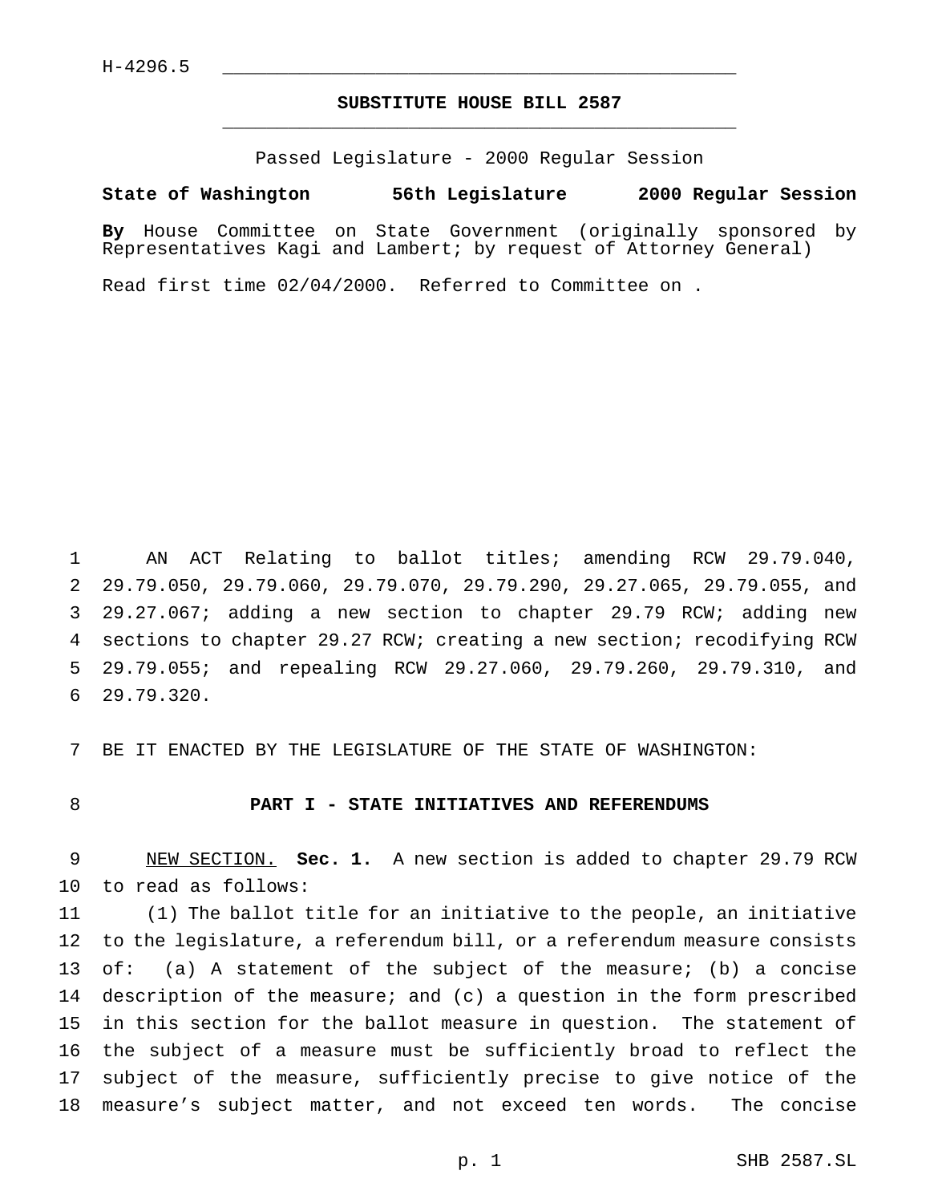H-4296.5

**SUBSTITUTE HOUSE BILL 2587**

Passed Legislature - 2000 Regular Session

**State of Washington 56th Legislature 2000 Regular Session**

**By** House Committee on State Government (originally sponsored by Representatives Kagi and Lambert; by request of Attorney General)

Read first time 02/04/2000. Referred to Committee on .

AN ACT Relating to ballot titles; amending RCW 29.79.040, 29.79.050, 29.79.060, 29.79.070, 29.79.290, 29.27.065, 29.79.055, and 29.27.067; adding a new section to chapter 29.79 RCW; adding new sections to chapter 29.27 RCW; creating a new section; recodifying RCW 29.79.055; and repealing RCW 29.27.060, 29.79.260, 29.79.310, and 29.79.320.

BE IT ENACTED BY THE LEGISLATURE OF THE STATE OF WASHINGTON:

**PART I - STATE INITIATIVES AND REFERENDUMS**

NEW SECTION. **Sec. 1.** A new section is added to chapter 29.79 RCW to read as follows:

(1) The ballot title for an initiative to the people, an initiative to the legislature, a referendum bill, or a referendum measure consists of: (a) A statement of the subject of the measure; (b) a concise description of the measure; and (c) a question in the form prescribed in this section for the ballot measure in question. The statement of the subject of a measure must be sufficiently broad to reflect the subject of the measure, sufficiently precise to give notice of the measure's subject matter, and not exceed ten words. The concise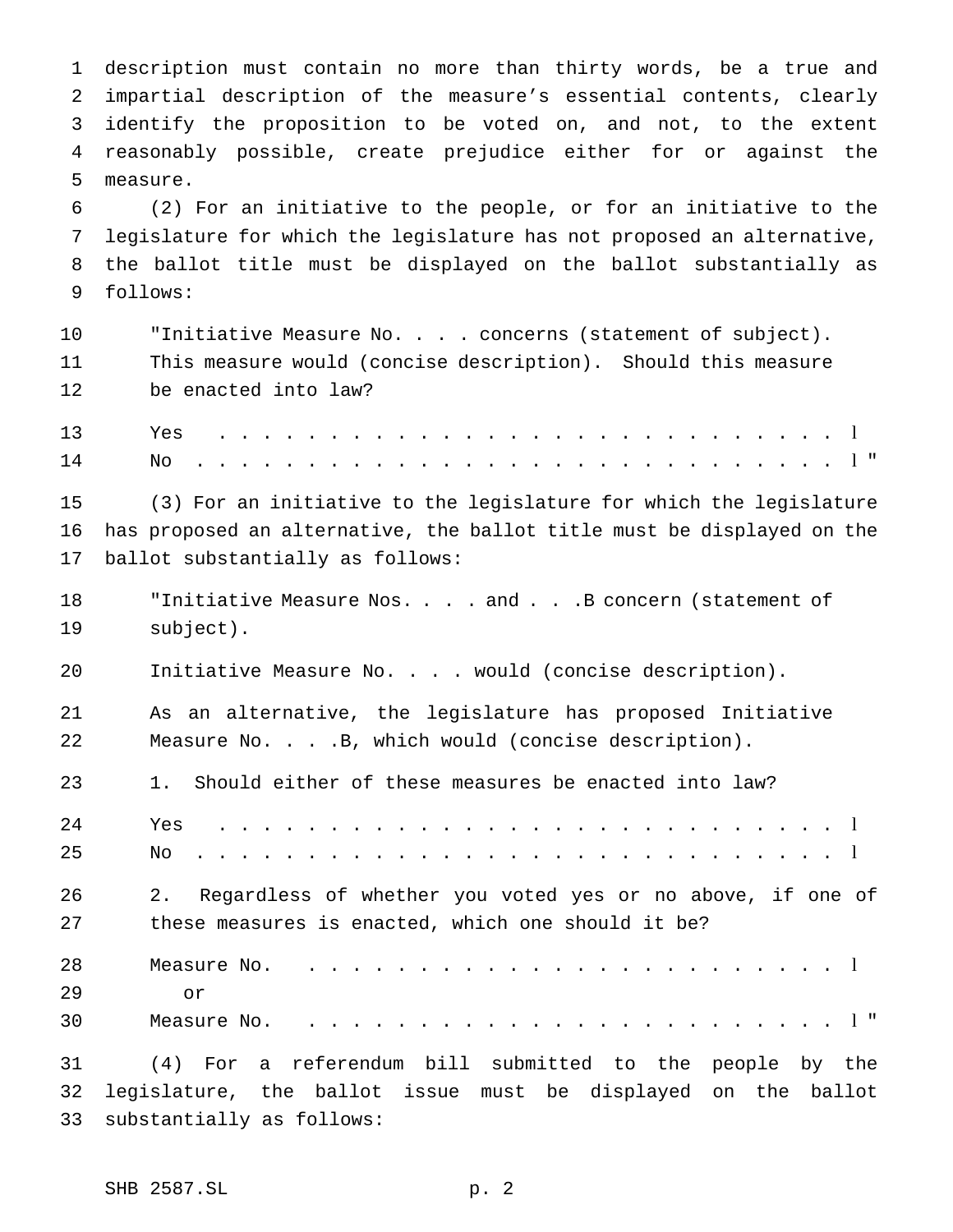description must contain no more than thirty words, be a true and impartial description of the measure's essential contents, clearly identify the proposition to be voted on, and not, to the extent reasonably possible, create prejudice either for or against the measure.

(2) For an initiative to the people, or for an initiative to the legislature for which the legislature has not proposed an alternative, the ballot title must be displayed on the ballot substantially as follows:

> "Initiative Measure No. . . . concerns (statement of subject). This measure would (concise description). Should this measure be enacted into law?
>
> Yes . . . . . . . . . . . . . . . . . . . . . . . . . . . . . [ ]
>
> No . . . . . . . . . . . . . . . . . . . . . . . . . . . . . . [ ] "

(3) For an initiative to the legislature for which the legislature has proposed an alternative, the ballot title must be displayed on the ballot substantially as follows:

> "Initiative Measure Nos. . . . and . . .B concern (statement of subject).
>
> Initiative Measure No. . . . would (concise description).
>
> As an alternative, the legislature has proposed Initiative Measure No. . . .B, which would (concise description).
>
> 1. Should either of these measures be enacted into law?
>
> Yes . . . . . . . . . . . . . . . . . . . . . . . . . . . . . [ ]
>
> No . . . . . . . . . . . . . . . . . . . . . . . . . . . . . . [ ]
>
> 2. Regardless of whether you voted yes or no above, if one of these measures is enacted, which one should it be?
>
> Measure No. . . . . . . . . . . . . . . . . . . . . . . . . . [ ]
>
> or
>
> Measure No. . . . . . . . . . . . . . . . . . . . . . . . . . [ ] "

(4) For a referendum bill submitted to the people by the legislature, the ballot issue must be displayed on the ballot substantially as follows: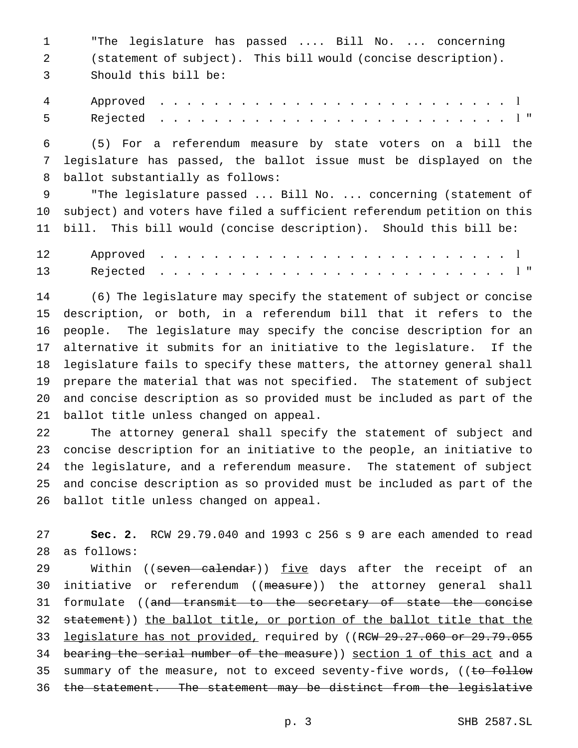"The legislature has passed .... Bill No. ... concerning (statement of subject). This bill would (concise description). Should this bill be:

Approved . . . . . . . . . . . . . . . . . . . . . . . . . . . l
Rejected . . . . . . . . . . . . . . . . . . . . . . . . . . . l "

(5) For a referendum measure by state voters on a bill the legislature has passed, the ballot issue must be displayed on the ballot substantially as follows:

"The legislature passed ... Bill No. ... concerning (statement of subject) and voters have filed a sufficient referendum petition on this bill. This bill would (concise description). Should this bill be:

Approved . . . . . . . . . . . . . . . . . . . . . . . . . . . l
Rejected . . . . . . . . . . . . . . . . . . . . . . . . . . . l "

(6) The legislature may specify the statement of subject or concise description, or both, in a referendum bill that it refers to the people. The legislature may specify the concise description for an alternative it submits for an initiative to the legislature. If the legislature fails to specify these matters, the attorney general shall prepare the material that was not specified. The statement of subject and concise description as so provided must be included as part of the ballot title unless changed on appeal.

The attorney general shall specify the statement of subject and concise description for an initiative to the people, an initiative to the legislature, and a referendum measure. The statement of subject and concise description as so provided must be included as part of the ballot title unless changed on appeal.

**Sec. 2.** RCW 29.79.040 and 1993 c 256 s 9 are each amended to read as follows:

Within ((~~seven calendar~~)) <u>five</u> days after the receipt of an initiative or referendum ((~~measure~~)) the attorney general shall formulate ((~~and transmit to the secretary of state the concise statement~~)) <u>the ballot title, or portion of the ballot title that the legislature has not provided,</u> required by ((~~RCW 29.27.060 or 29.79.055 bearing the serial number of the measure~~)) <u>section 1 of this act</u> and a summary of the measure, not to exceed seventy-five words, ((~~to follow the statement. The statement may be distinct from the legislative~~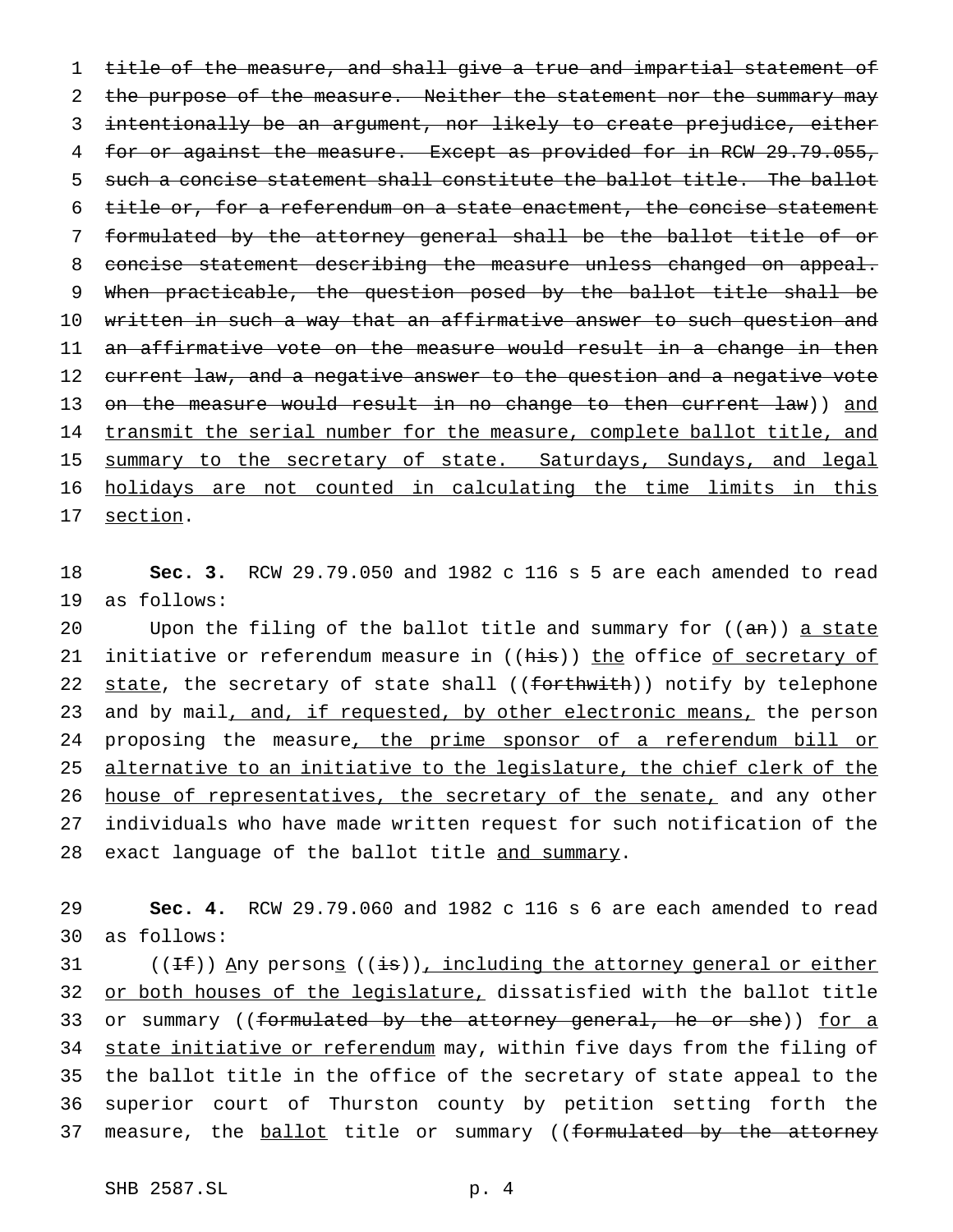title of the measure, and shall give a true and impartial statement of the purpose of the measure. Neither the statement nor the summary may intentionally be an argument, nor likely to create prejudice, either for or against the measure. Except as provided for in RCW 29.79.055, such a concise statement shall constitute the ballot title. The ballot title or, for a referendum on a state enactment, the concise statement formulated by the attorney general shall be the ballot title of or concise statement describing the measure unless changed on appeal. When practicable, the question posed by the ballot title shall be written in such a way that an affirmative answer to such question and an affirmative vote on the measure would result in a change in then current law, and a negative answer to the question and a negative vote on the measure would result in no change to then current law)) and transmit the serial number for the measure, complete ballot title, and summary to the secretary of state. Saturdays, Sundays, and legal holidays are not counted in calculating the time limits in this section.

**Sec. 3.** RCW 29.79.050 and 1982 c 116 s 5 are each amended to read as follows:

Upon the filing of the ballot title and summary for ((an)) a state initiative or referendum measure in ((his)) the office of secretary of state, the secretary of state shall ((forthwith)) notify by telephone and by mail, and, if requested, by other electronic means, the person proposing the measure, the prime sponsor of a referendum bill or alternative to an initiative to the legislature, the chief clerk of the house of representatives, the secretary of the senate, and any other individuals who have made written request for such notification of the exact language of the ballot title and summary.

**Sec. 4.** RCW 29.79.060 and 1982 c 116 s 6 are each amended to read as follows:

((If)) Any persons ((is)), including the attorney general or either or both houses of the legislature, dissatisfied with the ballot title or summary ((formulated by the attorney general, he or she)) for a state initiative or referendum may, within five days from the filing of the ballot title in the office of the secretary of state appeal to the superior court of Thurston county by petition setting forth the measure, the ballot title or summary ((formulated by the attorney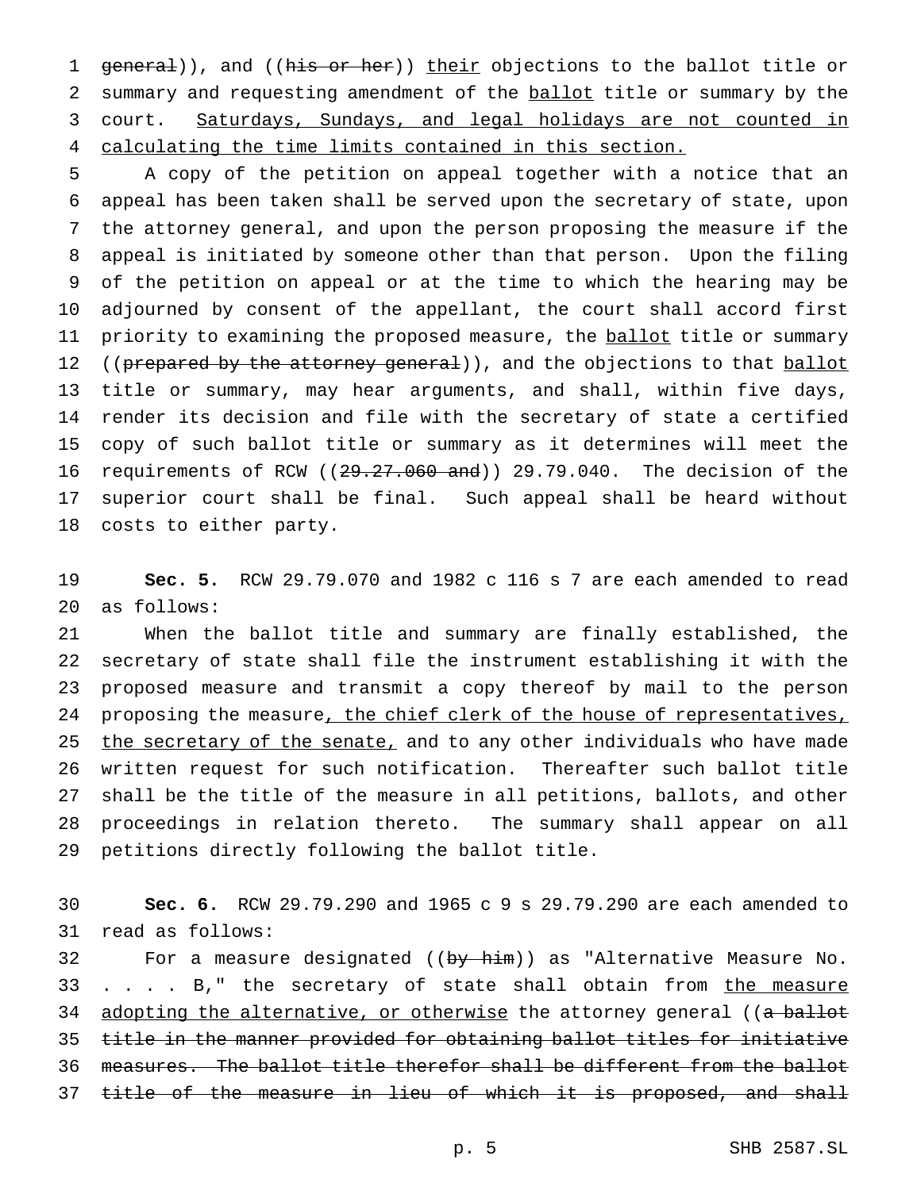general)), and ((his or her)) their objections to the ballot title or summary and requesting amendment of the ballot title or summary by the court. Saturdays, Sundays, and legal holidays are not counted in calculating the time limits contained in this section.

A copy of the petition on appeal together with a notice that an appeal has been taken shall be served upon the secretary of state, upon the attorney general, and upon the person proposing the measure if the appeal is initiated by someone other than that person. Upon the filing of the petition on appeal or at the time to which the hearing may be adjourned by consent of the appellant, the court shall accord first priority to examining the proposed measure, the ballot title or summary ((prepared by the attorney general)), and the objections to that ballot title or summary, may hear arguments, and shall, within five days, render its decision and file with the secretary of state a certified copy of such ballot title or summary as it determines will meet the requirements of RCW ((29.27.060 and)) 29.79.040. The decision of the superior court shall be final. Such appeal shall be heard without costs to either party.

**Sec. 5.** RCW 29.79.070 and 1982 c 116 s 7 are each amended to read as follows:

When the ballot title and summary are finally established, the secretary of state shall file the instrument establishing it with the proposed measure and transmit a copy thereof by mail to the person proposing the measure, the chief clerk of the house of representatives, the secretary of the senate, and to any other individuals who have made written request for such notification. Thereafter such ballot title shall be the title of the measure in all petitions, ballots, and other proceedings in relation thereto. The summary shall appear on all petitions directly following the ballot title.

**Sec. 6.** RCW 29.79.290 and 1965 c 9 s 29.79.290 are each amended to read as follows:

For a measure designated ((by him)) as "Alternative Measure No. . . . . B," the secretary of state shall obtain from the measure adopting the alternative, or otherwise the attorney general ((a ballot title in the manner provided for obtaining ballot titles for initiative measures. The ballot title therefor shall be different from the ballot title of the measure in lieu of which it is proposed, and shall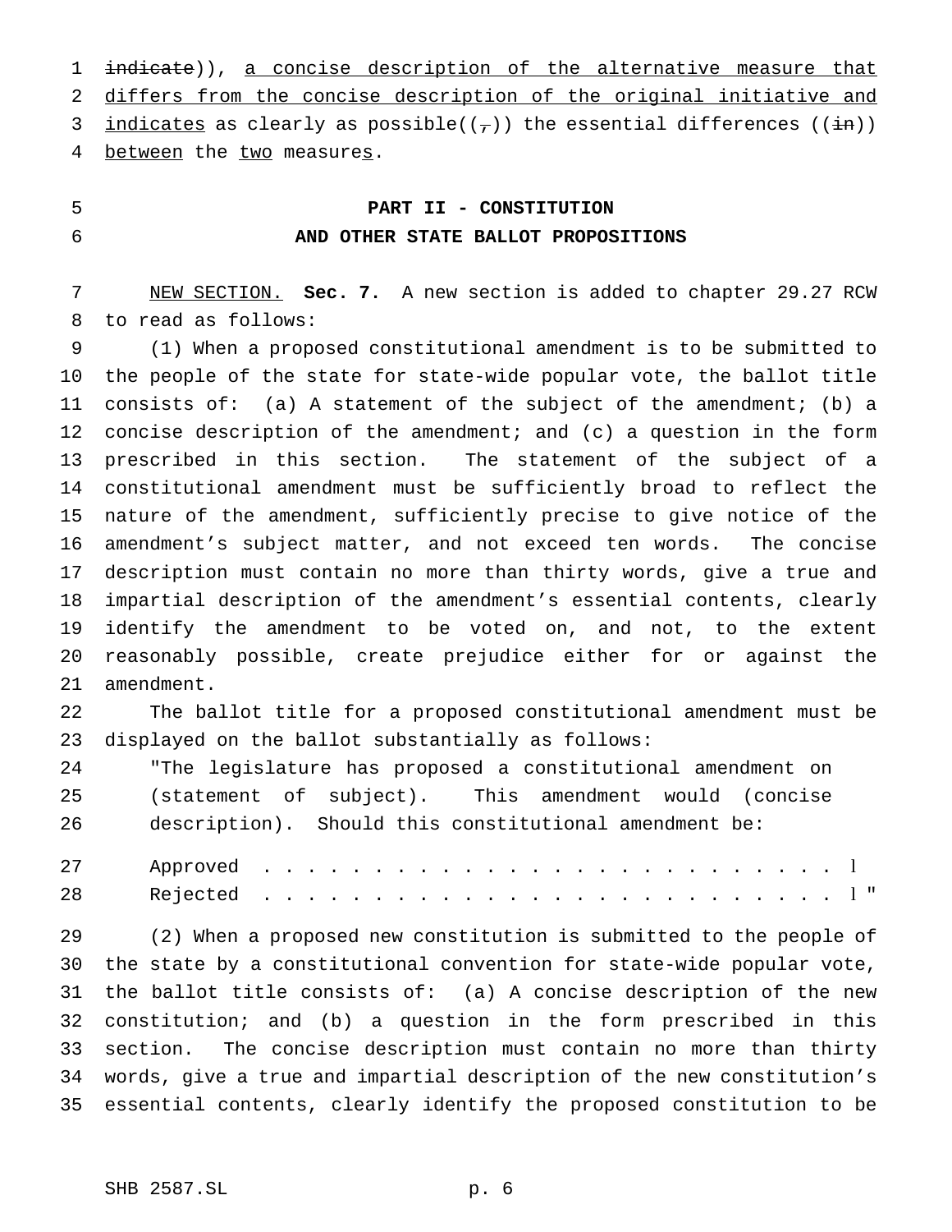~~indicate~~)), <u>a concise description of the alternative measure that differs from the concise description of the original initiative and indicates</u> as clearly as possible((~~,~~)) the essential differences ((~~in~~)) <u>between</u> the <u>two</u> measure<u>s</u>.

**PART II - CONSTITUTION AND OTHER STATE BALLOT PROPOSITIONS**

<u>NEW SECTION.</u> **Sec. 7.** A new section is added to chapter 29.27 RCW to read as follows:

(1) When a proposed constitutional amendment is to be submitted to the people of the state for state-wide popular vote, the ballot title consists of: (a) A statement of the subject of the amendment; (b) a concise description of the amendment; and (c) a question in the form prescribed in this section. The statement of the subject of a constitutional amendment must be sufficiently broad to reflect the nature of the amendment, sufficiently precise to give notice of the amendment's subject matter, and not exceed ten words. The concise description must contain no more than thirty words, give a true and impartial description of the amendment's essential contents, clearly identify the amendment to be voted on, and not, to the extent reasonably possible, create prejudice either for or against the amendment.

The ballot title for a proposed constitutional amendment must be displayed on the ballot substantially as follows:

"The legislature has proposed a constitutional amendment on (statement of subject). This amendment would (concise description). Should this constitutional amendment be:

Approved . . . . . . . . . . . . . . . . . . . . . . . . . . ▯
Rejected . . . . . . . . . . . . . . . . . . . . . . . . . . ▯"

(2) When a proposed new constitution is submitted to the people of the state by a constitutional convention for state-wide popular vote, the ballot title consists of: (a) A concise description of the new constitution; and (b) a question in the form prescribed in this section. The concise description must contain no more than thirty words, give a true and impartial description of the new constitution's essential contents, clearly identify the proposed constitution to be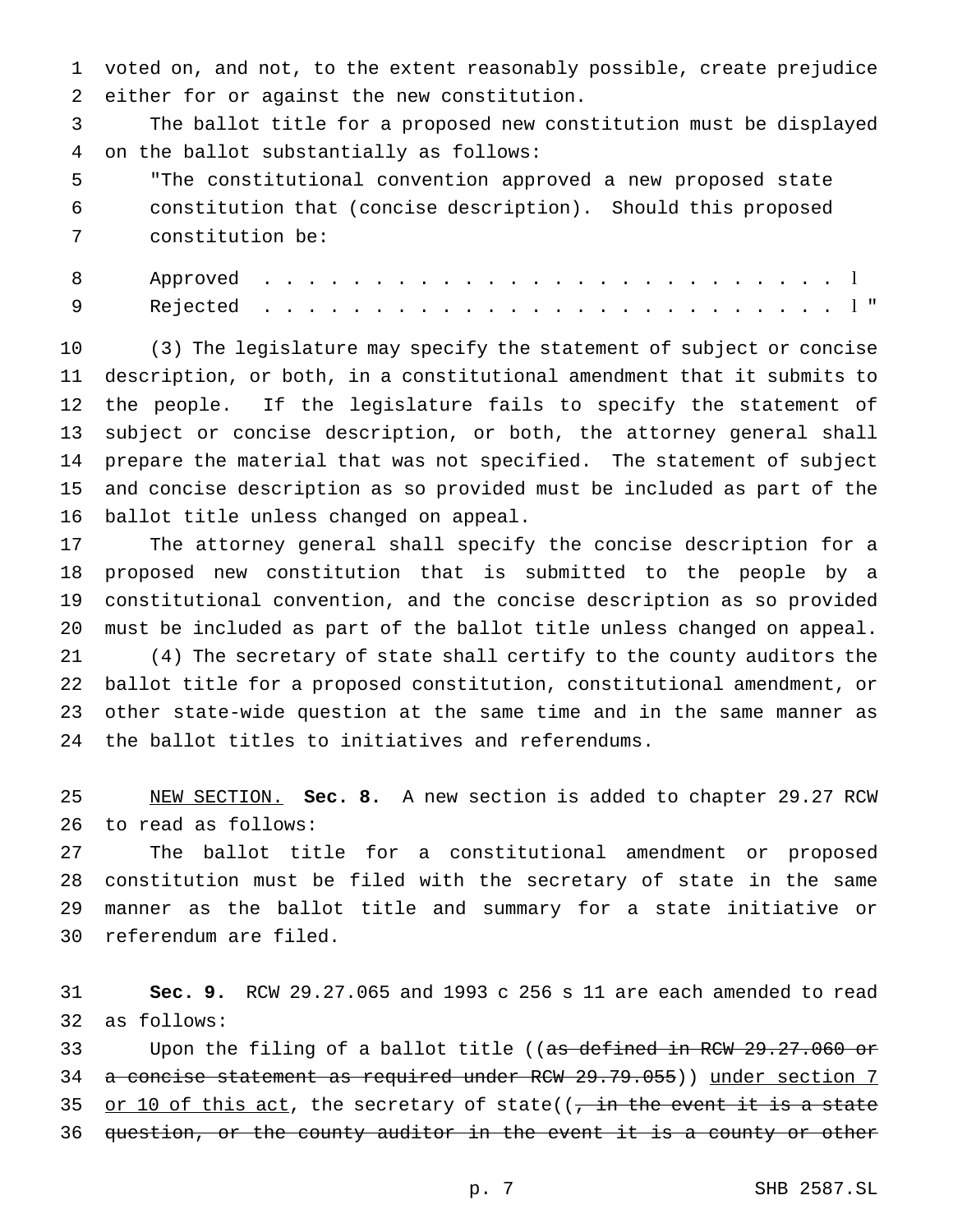voted on, and not, to the extent reasonably possible, create prejudice either for or against the new constitution.

The ballot title for a proposed new constitution must be displayed on the ballot substantially as follows:

"The constitutional convention approved a new proposed state constitution that (concise description). Should this proposed constitution be:

Approved . . . . . . . . . . . . . . . . . . . . . . . . . . . ❑
Rejected . . . . . . . . . . . . . . . . . . . . . . . . . . . ❑"

(3) The legislature may specify the statement of subject or concise description, or both, in a constitutional amendment that it submits to the people. If the legislature fails to specify the statement of subject or concise description, or both, the attorney general shall prepare the material that was not specified. The statement of subject and concise description as so provided must be included as part of the ballot title unless changed on appeal.

The attorney general shall specify the concise description for a proposed new constitution that is submitted to the people by a constitutional convention, and the concise description as so provided must be included as part of the ballot title unless changed on appeal.

(4) The secretary of state shall certify to the county auditors the ballot title for a proposed constitution, constitutional amendment, or other state-wide question at the same time and in the same manner as the ballot titles to initiatives and referendums.

NEW SECTION. **Sec. 8.** A new section is added to chapter 29.27 RCW to read as follows:

The ballot title for a constitutional amendment or proposed constitution must be filed with the secretary of state in the same manner as the ballot title and summary for a state initiative or referendum are filed.

**Sec. 9.** RCW 29.27.065 and 1993 c 256 s 11 are each amended to read as follows:

Upon the filing of a ballot title ((~~as defined in RCW 29.27.060 or a concise statement as required under RCW 29.79.055~~)) under section 7 or 10 of this act, the secretary of state((~~, in the event it is a state question, or the county auditor in the event it is a county or other~~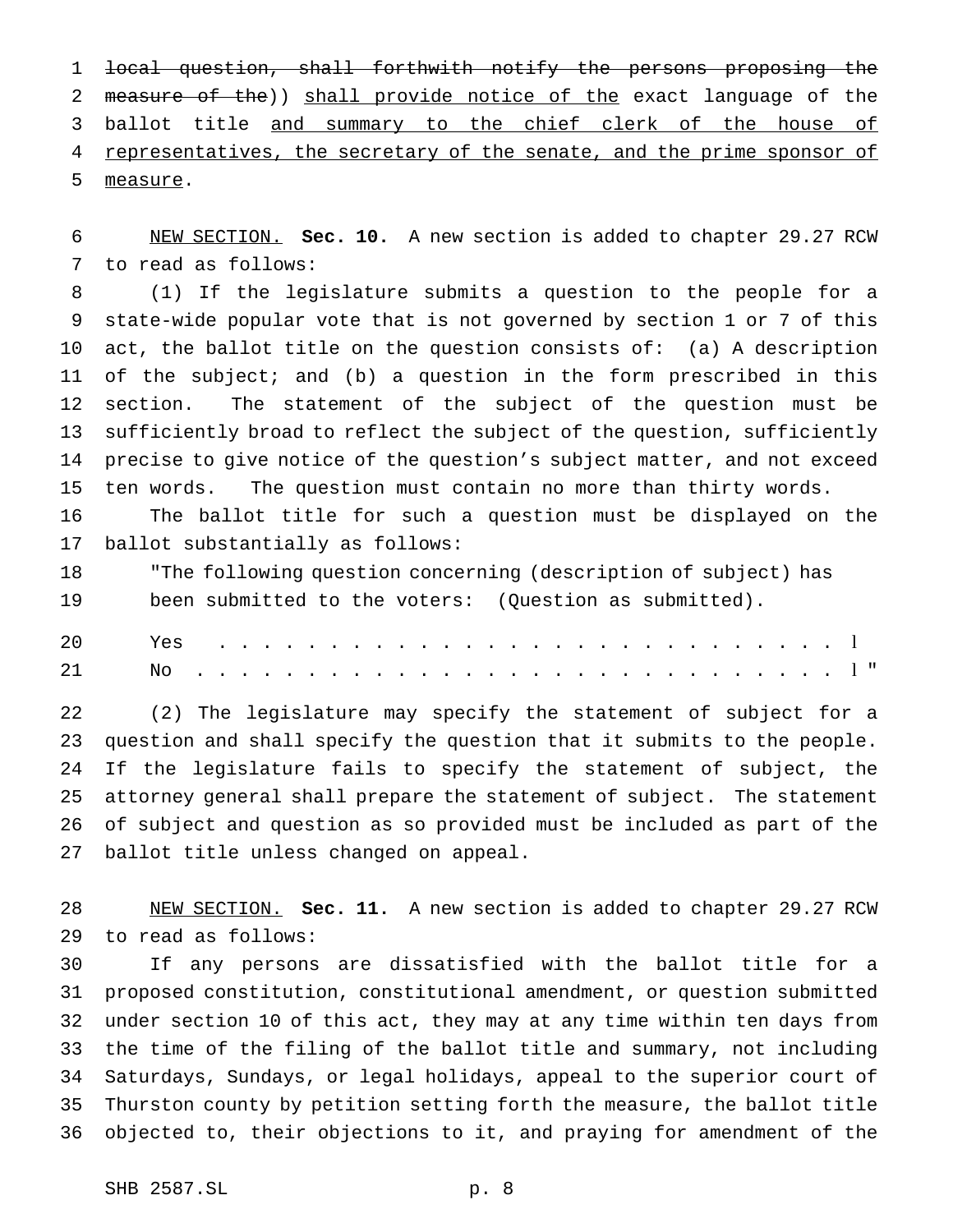~~local question, shall forthwith notify the persons proposing the measure of the~~)) <u>shall provide notice of the</u> exact language of the ballot title <u>and summary to the chief clerk of the house of representatives, the secretary of the senate, and the prime sponsor of measure</u>.

<u>NEW SECTION.</u> **Sec. 10.** A new section is added to chapter 29.27 RCW to read as follows:

(1) If the legislature submits a question to the people for a state-wide popular vote that is not governed by section 1 or 7 of this act, the ballot title on the question consists of: (a) A description of the subject; and (b) a question in the form prescribed in this section. The statement of the subject of the question must be sufficiently broad to reflect the subject of the question, sufficiently precise to give notice of the question's subject matter, and not exceed ten words. The question must contain no more than thirty words.

The ballot title for such a question must be displayed on the ballot substantially as follows:

"The following question concerning (description of subject) has been submitted to the voters: (Question as submitted).

Yes . . . . . . . . . . . . . . . . . . . . . . . . . . . . . [ ]
No . . . . . . . . . . . . . . . . . . . . . . . . . . . . . [ ]"

(2) The legislature may specify the statement of subject for a question and shall specify the question that it submits to the people. If the legislature fails to specify the statement of subject, the attorney general shall prepare the statement of subject. The statement of subject and question as so provided must be included as part of the ballot title unless changed on appeal.

<u>NEW SECTION.</u> **Sec. 11.** A new section is added to chapter 29.27 RCW to read as follows:

If any persons are dissatisfied with the ballot title for a proposed constitution, constitutional amendment, or question submitted under section 10 of this act, they may at any time within ten days from the time of the filing of the ballot title and summary, not including Saturdays, Sundays, or legal holidays, appeal to the superior court of Thurston county by petition setting forth the measure, the ballot title objected to, their objections to it, and praying for amendment of the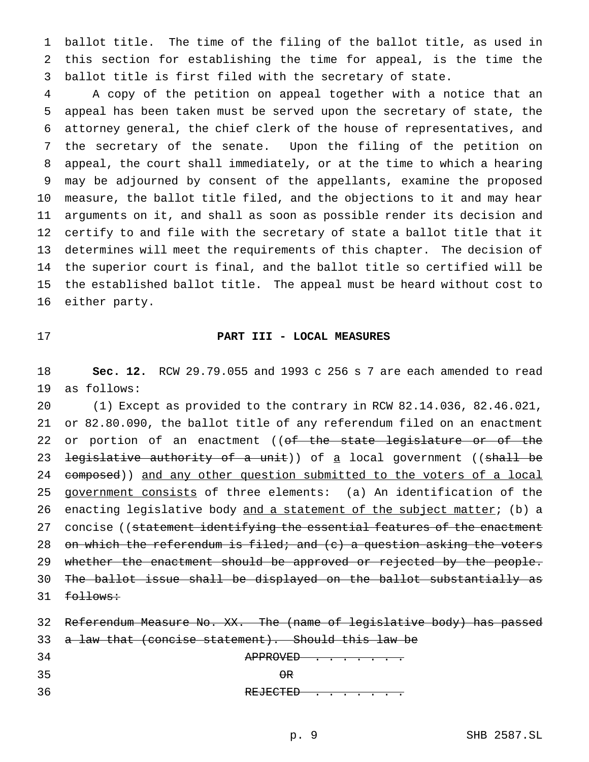ballot title. The time of the filing of the ballot title, as used in this section for establishing the time for appeal, is the time the ballot title is first filed with the secretary of state.

A copy of the petition on appeal together with a notice that an appeal has been taken must be served upon the secretary of state, the attorney general, the chief clerk of the house of representatives, and the secretary of the senate. Upon the filing of the petition on appeal, the court shall immediately, or at the time to which a hearing may be adjourned by consent of the appellants, examine the proposed measure, the ballot title filed, and the objections to it and may hear arguments on it, and shall as soon as possible render its decision and certify to and file with the secretary of state a ballot title that it determines will meet the requirements of this chapter. The decision of the superior court is final, and the ballot title so certified will be the established ballot title. The appeal must be heard without cost to either party.

**PART III - LOCAL MEASURES**

**Sec. 12.** RCW 29.79.055 and 1993 c 256 s 7 are each amended to read as follows:

(1) Except as provided to the contrary in RCW 82.14.036, 82.46.021, or 82.80.090, the ballot title of any referendum filed on an enactment or portion of an enactment ((~~of the state legislature or of the legislative authority of a unit~~)) of a local government ((~~shall be composed~~)) and any other question submitted to the voters of a local government consists of three elements: (a) An identification of the enacting legislative body and a statement of the subject matter; (b) a concise ((~~statement identifying the essential features of the enactment on which the referendum is filed; and (c) a question asking the voters whether the enactment should be approved or rejected by the people. The ballot issue shall be displayed on the ballot substantially as follows:~~

~~Referendum Measure No. XX. The (name of legislative body) has passed a law that (concise statement). Should this law be~~

~~APPROVED . . . . . . . .~~

~~OR~~

~~REJECTED . . . . . . . .~~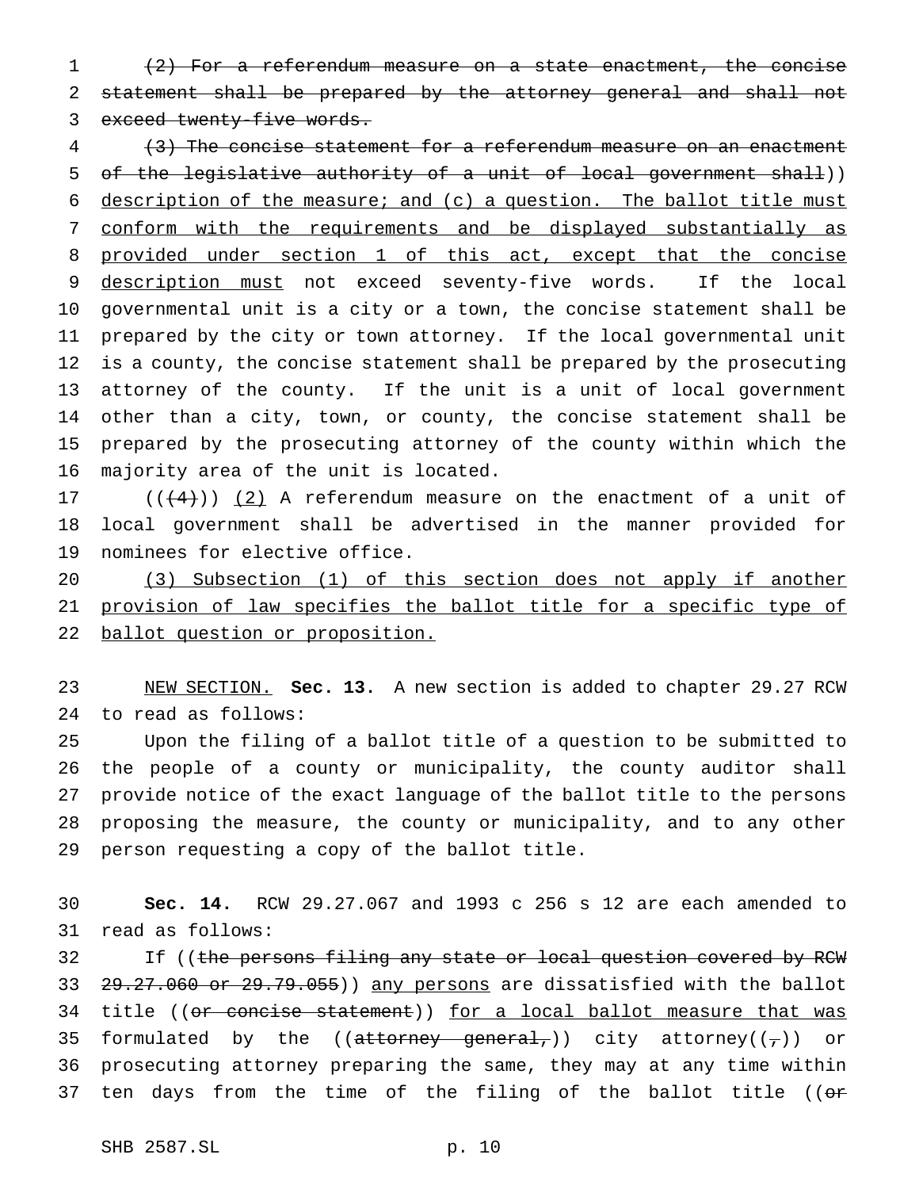(2) For a referendum measure on a state enactment, the concise statement shall be prepared by the attorney general and shall not exceed twenty-five words.

(3) The concise statement for a referendum measure on an enactment of the legislative authority of a unit of local government shall)) description of the measure; and (c) a question. The ballot title must conform with the requirements and be displayed substantially as provided under section 1 of this act, except that the concise description must not exceed seventy-five words. If the local governmental unit is a city or a town, the concise statement shall be prepared by the city or town attorney. If the local governmental unit is a county, the concise statement shall be prepared by the prosecuting attorney of the county. If the unit is a unit of local government other than a city, town, or county, the concise statement shall be prepared by the prosecuting attorney of the county within which the majority area of the unit is located.

(((4))) (2) A referendum measure on the enactment of a unit of local government shall be advertised in the manner provided for nominees for elective office.

(3) Subsection (1) of this section does not apply if another provision of law specifies the ballot title for a specific type of ballot question or proposition.

NEW SECTION. **Sec. 13.** A new section is added to chapter 29.27 RCW to read as follows:

Upon the filing of a ballot title of a question to be submitted to the people of a county or municipality, the county auditor shall provide notice of the exact language of the ballot title to the persons proposing the measure, the county or municipality, and to any other person requesting a copy of the ballot title.

**Sec. 14.** RCW 29.27.067 and 1993 c 256 s 12 are each amended to read as follows:

If ((the persons filing any state or local question covered by RCW 29.27.060 or 29.79.055)) any persons are dissatisfied with the ballot title ((or concise statement)) for a local ballot measure that was formulated by the ((attorney general,)) city attorney((,)) or prosecuting attorney preparing the same, they may at any time within ten days from the time of the filing of the ballot title ((or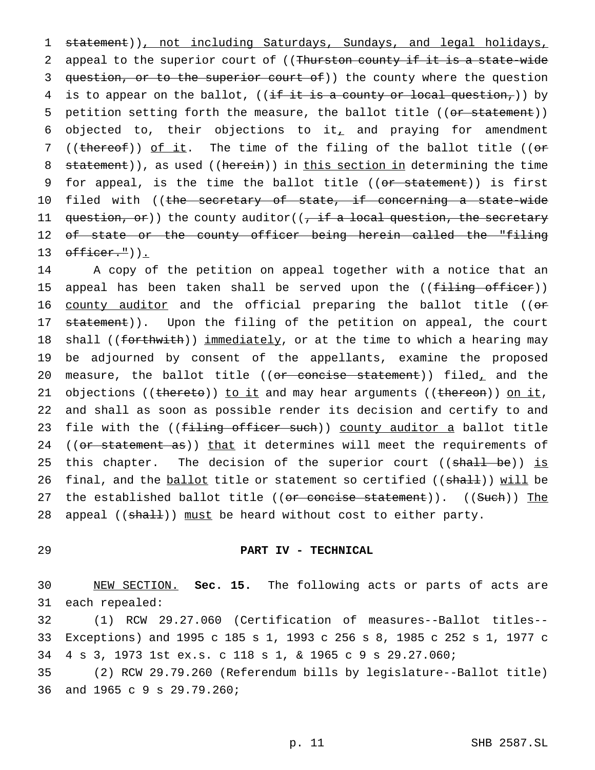~~statement~~)), not including Saturdays, Sundays, and legal holidays, appeal to the superior court of ((~~Thurston county if it is a state-wide question, or to the superior court of~~)) the county where the question is to appear on the ballot, ((~~if it is a county or local question,~~)) by petition setting forth the measure, the ballot title ((~~or statement~~)) objected to, their objections to it, and praying for amendment ((~~thereof~~)) of it. The time of the filing of the ballot title ((~~or statement~~)), as used ((~~herein~~)) in this section in determining the time for appeal, is the time the ballot title ((~~or statement~~)) is first filed with ((~~the secretary of state, if concerning a state-wide question, or~~)) the county auditor((~~, if a local question, the secretary of state or the county officer being herein called the "filing officer."~~)).

A copy of the petition on appeal together with a notice that an appeal has been taken shall be served upon the ((~~filing officer~~)) county auditor and the official preparing the ballot title ((~~or statement~~)). Upon the filing of the petition on appeal, the court shall ((~~forthwith~~)) immediately, or at the time to which a hearing may be adjourned by consent of the appellants, examine the proposed measure, the ballot title ((~~or concise statement~~)) filed, and the objections ((~~thereto~~)) to it and may hear arguments ((~~thereon~~)) on it, and shall as soon as possible render its decision and certify to and file with the ((~~filing officer such~~)) county auditor a ballot title ((~~or statement as~~)) that it determines will meet the requirements of this chapter. The decision of the superior court ((~~shall be~~)) is final, and the ballot title or statement so certified ((~~shall~~)) will be the established ballot title ((~~or concise statement~~)). ((~~Such~~)) The appeal ((~~shall~~)) must be heard without cost to either party.

## PART IV - TECHNICAL

NEW SECTION. **Sec. 15.** The following acts or parts of acts are each repealed:

(1) RCW 29.27.060 (Certification of measures--Ballot titles--Exceptions) and 1995 c 185 s 1, 1993 c 256 s 8, 1985 c 252 s 1, 1977 c 4 s 3, 1973 1st ex.s. c 118 s 1, & 1965 c 9 s 29.27.060;

(2) RCW 29.79.260 (Referendum bills by legislature--Ballot title) and 1965 c 9 s 29.79.260;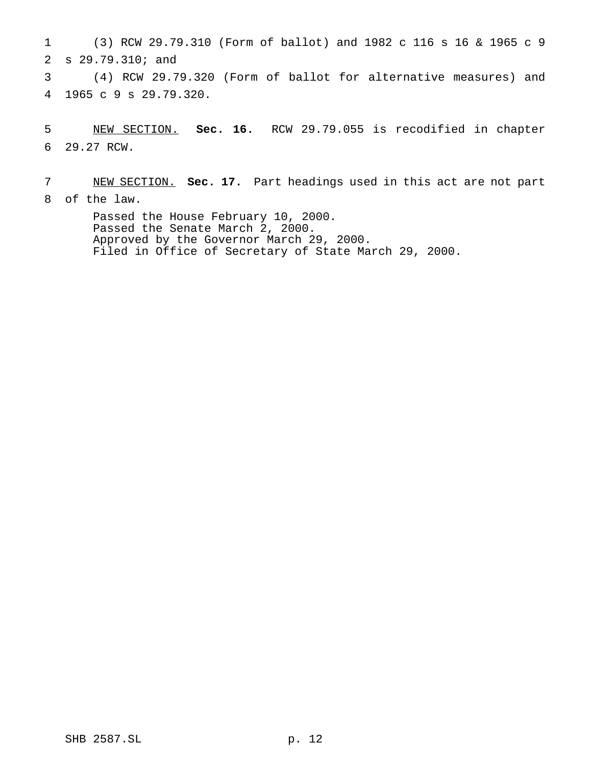(3) RCW 29.79.310 (Form of ballot) and 1982 c 116 s 16 & 1965 c 9 s 29.79.310; and

(4) RCW 29.79.320 (Form of ballot for alternative measures) and 1965 c 9 s 29.79.320.

NEW SECTION. **Sec. 16.** RCW 29.79.055 is recodified in chapter 29.27 RCW.

NEW SECTION. **Sec. 17.** Part headings used in this act are not part of the law.

Passed the House February 10, 2000.
Passed the Senate March 2, 2000.
Approved by the Governor March 29, 2000.
Filed in Office of Secretary of State March 29, 2000.